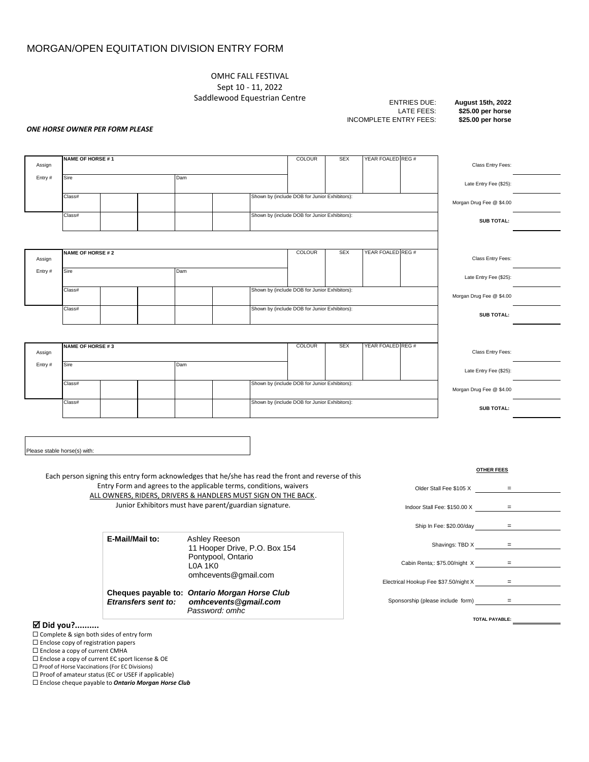# MORGAN/OPEN EQUITATION DIVISION ENTRY FORM

OMHC FALL FESTIVAL
Sept 10 - 11, 2022
Saddlewood Equestrian Centre

| | |
|---|---|
| ENTRIES DUE: | **August 15th, 2022** |
| LATE FEES: | **$25.00 per horse** |
| INCOMPLETE ENTRY FEES: | **$25.00 per horse** |

***ONE HORSE OWNER PER FORM PLEASE***

| Assign Entry # | **NAME OF HORSE # 1** | | | | | COLOUR | SEX | YEAR FOALED | REG # | Class Entry Fees: | |
|---|---|---|---|---|---|---|---|---|---|---|---|
| | Sire | | Dam | | | | | | | Late Entry Fee ($25): | |
| | Class# | | | | | Shown by (include DOB for Junior Exhibitors): | | | | Morgan Drug Fee @ $4.00 | |
| | Class# | | | | | Shown by (include DOB for Junior Exhibitors): | | | | **SUB TOTAL:** | |

| Assign Entry # | **NAME OF HORSE # 2** | | | | | COLOUR | SEX | YEAR FOALED | REG # | Class Entry Fees: | |
|---|---|---|---|---|---|---|---|---|---|---|---|
| | Sire | | Dam | | | | | | | Late Entry Fee ($25): | |
| | Class# | | | | | Shown by (include DOB for Junior Exhibitors): | | | | Morgan Drug Fee @ $4.00 | |
| | Class# | | | | | Shown by (include DOB for Junior Exhibitors): | | | | **SUB TOTAL:** | |

| Assign Entry # | **NAME OF HORSE # 3** | | | | | COLOUR | SEX | YEAR FOALED | REG # | Class Entry Fees: | |
|---|---|---|---|---|---|---|---|---|---|---|---|
| | Sire | | Dam | | | | | | | Late Entry Fee ($25): | |
| | Class# | | | | | Shown by (include DOB for Junior Exhibitors): | | | | Morgan Drug Fee @ $4.00 | |
| | Class# | | | | | Shown by (include DOB for Junior Exhibitors): | | | | **SUB TOTAL:** | |

Please stable horse(s) with:

Each person signing this entry form acknowledges that he/she has read the front and reverse of this Entry Form and agrees to the applicable terms, conditions, waivers
ALL OWNERS, RIDERS, DRIVERS & HANDLERS MUST SIGN ON THE BACK.
Junior Exhibitors must have parent/guardian signature.

**OTHER FEES**

| | |
|---|---|
| Older Stall Fee $105 X | = |
| Indoor Stall Fee: $150.00 X | = |
| Ship In Fee: $20.00/day | = |
| Shavings: TBD X | = |
| Cabin Renta;: $75.00/night X | = |
| Electrical Hookup Fee $37.50/night X | = |
| Sponsorship (please include form) | = |
| **TOTAL PAYABLE:** | |

| | |
|---|---|
| **E-Mail/Mail to:** | Ashley Reeson<br>11 Hooper Drive, P.O. Box 154<br>Pontypool, Ontario<br>L0A 1K0<br>omhcevents@gmail.com |
| **Cheques payable to:** | ***Ontario Morgan Horse Club*** |
| ***Etransfers sent to:*** | ***omhcevents@gmail.com***<br>*Password: omhc* |

**☑ Did you?..........**

- ☐ Complete & sign both sides of entry form
- ☐ Enclose copy of registration papers
- ☐ Enclose a copy of current CMHA
- ☐ Enclose a copy of current EC sport license & OE
- ☐ Proof of Horse Vaccinations (For EC Divisions)
- ☐ Proof of amateur status (EC or USEF if applicable)
- ☐ Enclose cheque payable to ***Ontario Morgan Horse Club***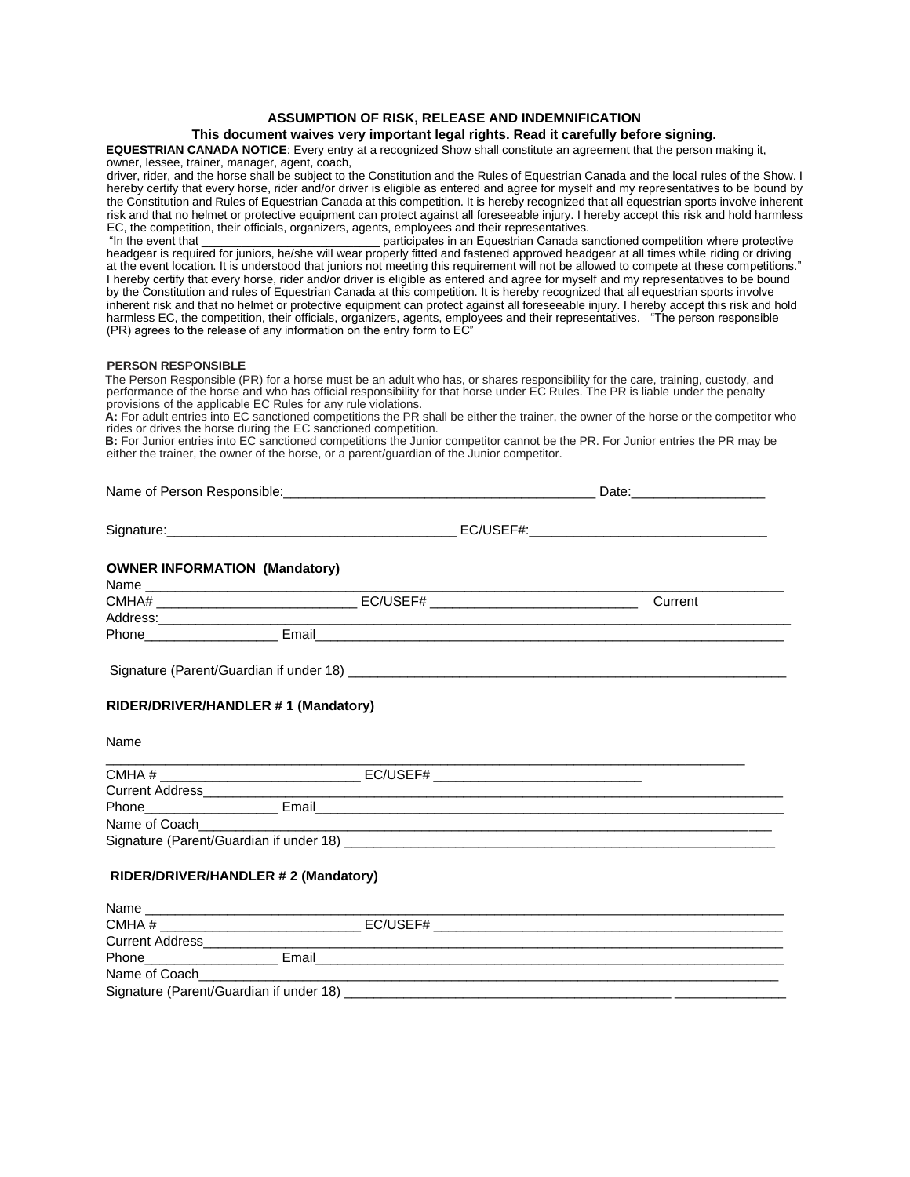**ASSUMPTION OF RISK, RELEASE AND INDEMNIFICATION**

**This document waives very important legal rights. Read it carefully before signing.**

**EQUESTRIAN CANADA NOTICE**: Every entry at a recognized Show shall constitute an agreement that the person making it, owner, lessee, trainer, manager, agent, coach,
driver, rider, and the horse shall be subject to the Constitution and the Rules of Equestrian Canada and the local rules of the Show. I hereby certify that every horse, rider and/or driver is eligible as entered and agree for myself and my representatives to be bound by the Constitution and Rules of Equestrian Canada at this competition. It is hereby recognized that all equestrian sports involve inherent risk and that no helmet or protective equipment can protect against all foreseeable injury. I hereby accept this risk and hold harmless EC, the competition, their officials, organizers, agents, employees and their representatives.
"In the event that ___________________________ participates in an Equestrian Canada sanctioned competition where protective headgear is required for juniors, he/she will wear properly fitted and fastened approved headgear at all times while riding or driving at the event location. It is understood that juniors not meeting this requirement will not be allowed to compete at these competitions." I hereby certify that every horse, rider and/or driver is eligible as entered and agree for myself and my representatives to be bound by the Constitution and rules of Equestrian Canada at this competition. It is hereby recognized that all equestrian sports involve inherent risk and that no helmet or protective equipment can protect against all foreseeable injury. I hereby accept this risk and hold harmless EC, the competition, their officials, organizers, agents, employees and their representatives. "The person responsible (PR) agrees to the release of any information on the entry form to EC"

**PERSON RESPONSIBLE**

The Person Responsible (PR) for a horse must be an adult who has, or shares responsibility for the care, training, custody, and performance of the horse and who has official responsibility for that horse under EC Rules. The PR is liable under the penalty provisions of the applicable EC Rules for any rule violations.

**A:** For adult entries into EC sanctioned competitions the PR shall be either the trainer, the owner of the horse or the competitor who rides or drives the horse during the EC sanctioned competition.

**B:** For Junior entries into EC sanctioned competitions the Junior competitor cannot be the PR. For Junior entries the PR may be either the trainer, the owner of the horse, or a parent/guardian of the Junior competitor.

Name of Person Responsible:__________________________________________ Date:__________________

Signature:______________________________________ EC/USEF#:________________________________

**OWNER INFORMATION (Mandatory)**

Name ___________________________________________________________________________________

CMHA# ___________________________ EC/USEF# ____________________________ Current

Address:_________________________________________________________________________________

Phone__________________ Email_________________________________________________________________

Signature (Parent/Guardian if under 18) ____________________________________________________________

**RIDER/DRIVER/HANDLER # 1 (Mandatory)**

Name

___________________________________________________________________________________

CMHA # ___________________________ EC/USEF# ____________________________

Current Address_________________________________________________________________________

Phone__________________ Email_________________________________________________________________

Name of Coach___________________________________________________________________________

Signature (Parent/Guardian if under 18) ____________________________________________________________

**RIDER/DRIVER/HANDLER # 2 (Mandatory)**

Name ___________________________________________________________________________________

CMHA # ___________________________ EC/USEF# ________________________________________________

Current Address_________________________________________________________________________

Phone__________________ Email_________________________________________________________________

Name of Coach___________________________________________________________________________

Signature (Parent/Guardian if under 18) ____________________________________________ _______________